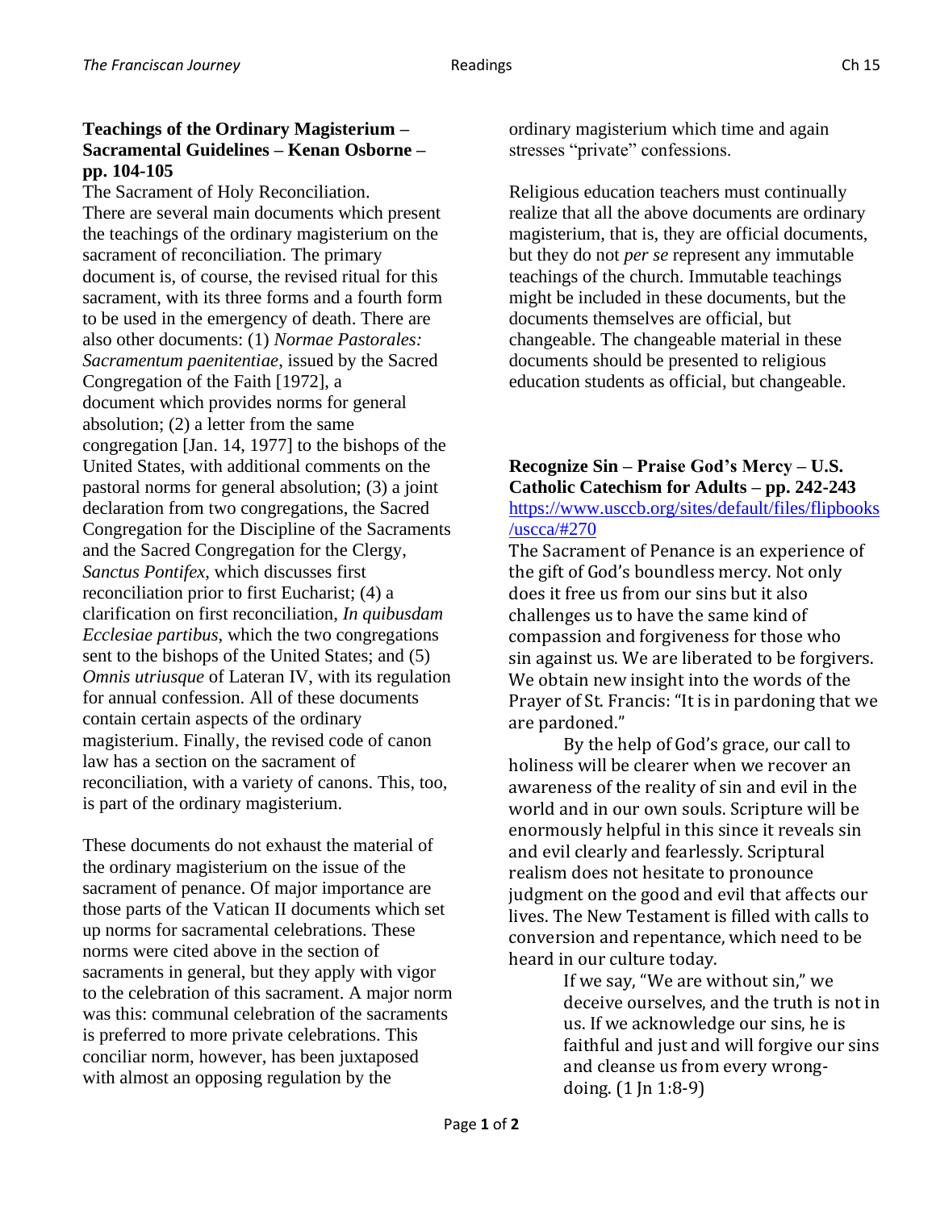**Teachings of the Ordinary Magisterium – Sacramental Guidelines – Kenan Osborne – pp. 104-105**

The Sacrament of Holy Reconciliation.
There are several main documents which present the teachings of the ordinary magisterium on the sacrament of reconciliation. The primary document is, of course, the revised ritual for this sacrament, with its three forms and a fourth form to be used in the emergency of death. There are also other documents: (1) *Normae Pastorales: Sacramentum paenitentiae*, issued by the Sacred Congregation of the Faith [1972], a document which provides norms for general absolution; (2) a letter from the same congregation [Jan. 14, 1977] to the bishops of the United States, with additional comments on the pastoral norms for general absolution; (3) a joint declaration from two congregations, the Sacred Congregation for the Discipline of the Sacraments and the Sacred Congregation for the Clergy, *Sanctus Pontifex*, which discusses first reconciliation prior to first Eucharist; (4) a clarification on first reconciliation, *In quibusdam Ecclesiae partibus*, which the two congregations sent to the bishops of the United States; and (5) *Omnis utriusque* of Lateran IV, with its regulation for annual confession. All of these documents contain certain aspects of the ordinary magisterium. Finally, the revised code of canon law has a section on the sacrament of reconciliation, with a variety of canons. This, too, is part of the ordinary magisterium.

These documents do not exhaust the material of the ordinary magisterium on the issue of the sacrament of penance. Of major importance are those parts of the Vatican II documents which set up norms for sacramental celebrations. These norms were cited above in the section of sacraments in general, but they apply with vigor to the celebration of this sacrament. A major norm was this: communal celebration of the sacraments is preferred to more private celebrations. This conciliar norm, however, has been juxtaposed with almost an opposing regulation by the ordinary magisterium which time and again stresses "private" confessions.

Religious education teachers must continually realize that all the above documents are ordinary magisterium, that is, they are official documents, but they do not *per se* represent any immutable teachings of the church. Immutable teachings might be included in these documents, but the documents themselves are official, but changeable. The changeable material in these documents should be presented to religious education students as official, but changeable.

**Recognize Sin – Praise God's Mercy – U.S. Catholic Catechism for Adults – pp. 242-243**
https://www.usccb.org/sites/default/files/flipbooks/uscca/#270

The Sacrament of Penance is an experience of the gift of God's boundless mercy. Not only does it free us from our sins but it also challenges us to have the same kind of compassion and forgiveness for those who sin against us. We are liberated to be forgivers. We obtain new insight into the words of the Prayer of St. Francis: "It is in pardoning that we are pardoned."

By the help of God's grace, our call to holiness will be clearer when we recover an awareness of the reality of sin and evil in the world and in our own souls. Scripture will be enormously helpful in this since it reveals sin and evil clearly and fearlessly. Scriptural realism does not hesitate to pronounce judgment on the good and evil that affects our lives. The New Testament is filled with calls to conversion and repentance, which need to be heard in our culture today.

> If we say, "We are without sin," we deceive ourselves, and the truth is not in us. If we acknowledge our sins, he is faithful and just and will forgive our sins and cleanse us from every wrong-doing. (1 Jn 1:8-9)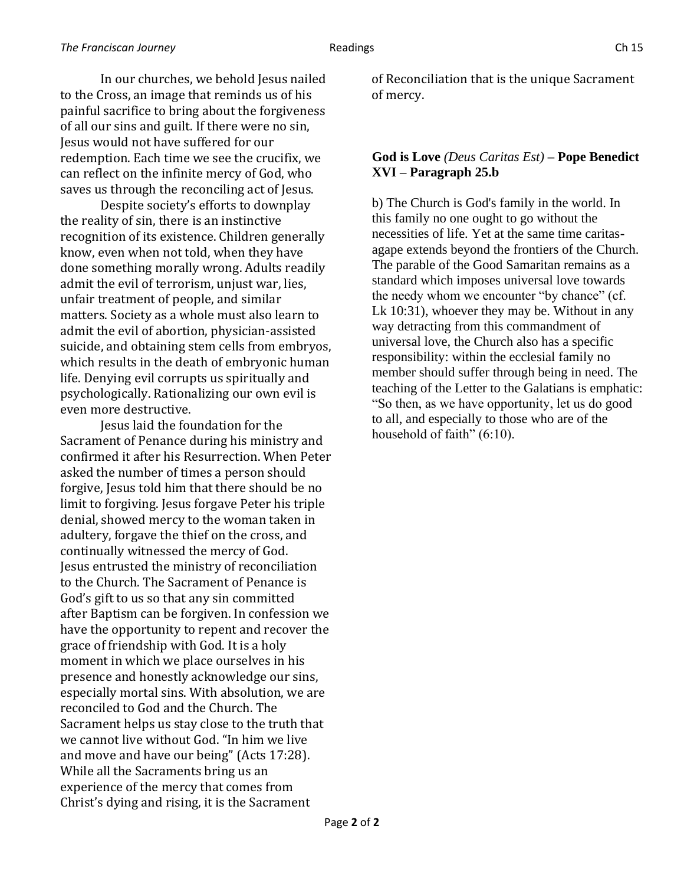In our churches, we behold Jesus nailed to the Cross, an image that reminds us of his painful sacrifice to bring about the forgiveness of all our sins and guilt. If there were no sin, Jesus would not have suffered for our redemption. Each time we see the crucifix, we can reflect on the infinite mercy of God, who saves us through the reconciling act of Jesus.

Despite society's efforts to downplay the reality of sin, there is an instinctive recognition of its existence. Children generally know, even when not told, when they have done something morally wrong. Adults readily admit the evil of terrorism, unjust war, lies, unfair treatment of people, and similar matters. Society as a whole must also learn to admit the evil of abortion, physician-assisted suicide, and obtaining stem cells from embryos, which results in the death of embryonic human life. Denying evil corrupts us spiritually and psychologically. Rationalizing our own evil is even more destructive.

Jesus laid the foundation for the Sacrament of Penance during his ministry and confirmed it after his Resurrection. When Peter asked the number of times a person should forgive, Jesus told him that there should be no limit to forgiving. Jesus forgave Peter his triple denial, showed mercy to the woman taken in adultery, forgave the thief on the cross, and continually witnessed the mercy of God. Jesus entrusted the ministry of reconciliation to the Church. The Sacrament of Penance is God's gift to us so that any sin committed after Baptism can be forgiven. In confession we have the opportunity to repent and recover the grace of friendship with God. It is a holy moment in which we place ourselves in his presence and honestly acknowledge our sins, especially mortal sins. With absolution, we are reconciled to God and the Church. The Sacrament helps us stay close to the truth that we cannot live without God. "In him we live and move and have our being" (Acts 17:28). While all the Sacraments bring us an experience of the mercy that comes from Christ's dying and rising, it is the Sacrament of Reconciliation that is the unique Sacrament of mercy.

### **God is Love** *(Deus Caritas Est)* **– Pope Benedict XVI – Paragraph 25.b**

b) The Church is God's family in the world. In this family no one ought to go without the necessities of life. Yet at the same time caritas-agape extends beyond the frontiers of the Church. The parable of the Good Samaritan remains as a standard which imposes universal love towards the needy whom we encounter "by chance" (cf. Lk 10:31), whoever they may be. Without in any way detracting from this commandment of universal love, the Church also has a specific responsibility: within the ecclesial family no member should suffer through being in need. The teaching of the Letter to the Galatians is emphatic: "So then, as we have opportunity, let us do good to all, and especially to those who are of the household of faith" (6:10).